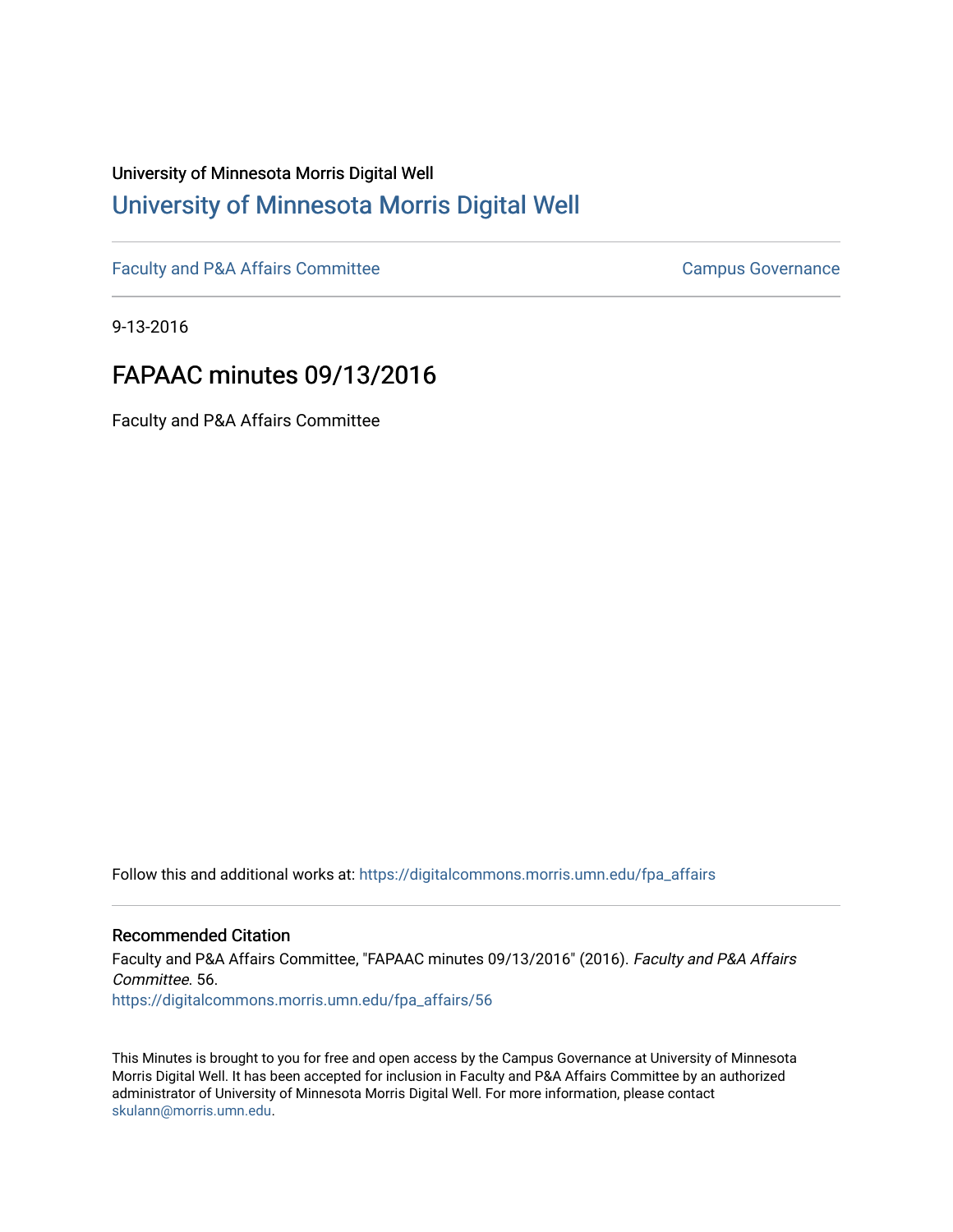University of Minnesota Morris Digital Well

## University of Minnesota Morris Digital Well

Faculty and P&A Affairs Committee

Campus Governance

9-13-2016

# FAPAAC minutes 09/13/2016

Faculty and P&A Affairs Committee

Follow this and additional works at: https://digitalcommons.morris.umn.edu/fpa_affairs

### Recommended Citation

Faculty and P&A Affairs Committee, "FAPAAC minutes 09/13/2016" (2016). *Faculty and P&A Affairs Committee*. 56.
https://digitalcommons.morris.umn.edu/fpa_affairs/56

This Minutes is brought to you for free and open access by the Campus Governance at University of Minnesota Morris Digital Well. It has been accepted for inclusion in Faculty and P&A Affairs Committee by an authorized administrator of University of Minnesota Morris Digital Well. For more information, please contact skulann@morris.umn.edu.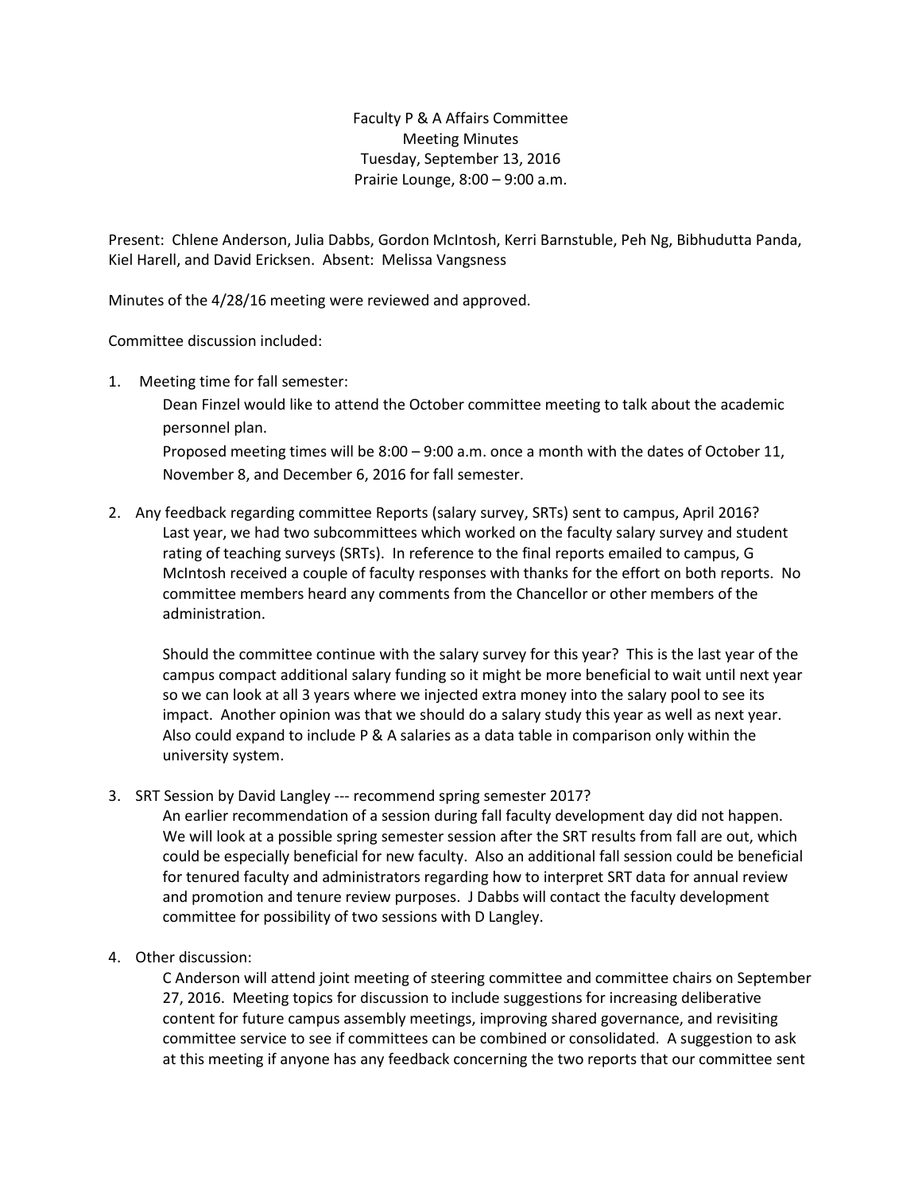Faculty P & A Affairs Committee
Meeting Minutes
Tuesday, September 13, 2016
Prairie Lounge, 8:00 – 9:00 a.m.

Present: Chlene Anderson, Julia Dabbs, Gordon McIntosh, Kerri Barnstuble, Peh Ng, Bibhudutta Panda, Kiel Harell, and David Ericksen. Absent: Melissa Vangsness

Minutes of the 4/28/16 meeting were reviewed and approved.

Committee discussion included:

1. Meeting time for fall semester:

   Dean Finzel would like to attend the October committee meeting to talk about the academic personnel plan.

   Proposed meeting times will be 8:00 – 9:00 a.m. once a month with the dates of October 11, November 8, and December 6, 2016 for fall semester.

2. Any feedback regarding committee Reports (salary survey, SRTs) sent to campus, April 2016?

   Last year, we had two subcommittees which worked on the faculty salary survey and student rating of teaching surveys (SRTs). In reference to the final reports emailed to campus, G McIntosh received a couple of faculty responses with thanks for the effort on both reports. No committee members heard any comments from the Chancellor or other members of the administration.

   Should the committee continue with the salary survey for this year? This is the last year of the campus compact additional salary funding so it might be more beneficial to wait until next year so we can look at all 3 years where we injected extra money into the salary pool to see its impact. Another opinion was that we should do a salary study this year as well as next year. Also could expand to include P & A salaries as a data table in comparison only within the university system.

3. SRT Session by David Langley --- recommend spring semester 2017?

   An earlier recommendation of a session during fall faculty development day did not happen. We will look at a possible spring semester session after the SRT results from fall are out, which could be especially beneficial for new faculty. Also an additional fall session could be beneficial for tenured faculty and administrators regarding how to interpret SRT data for annual review and promotion and tenure review purposes. J Dabbs will contact the faculty development committee for possibility of two sessions with D Langley.

4. Other discussion:

   C Anderson will attend joint meeting of steering committee and committee chairs on September 27, 2016. Meeting topics for discussion to include suggestions for increasing deliberative content for future campus assembly meetings, improving shared governance, and revisiting committee service to see if committees can be combined or consolidated. A suggestion to ask at this meeting if anyone has any feedback concerning the two reports that our committee sent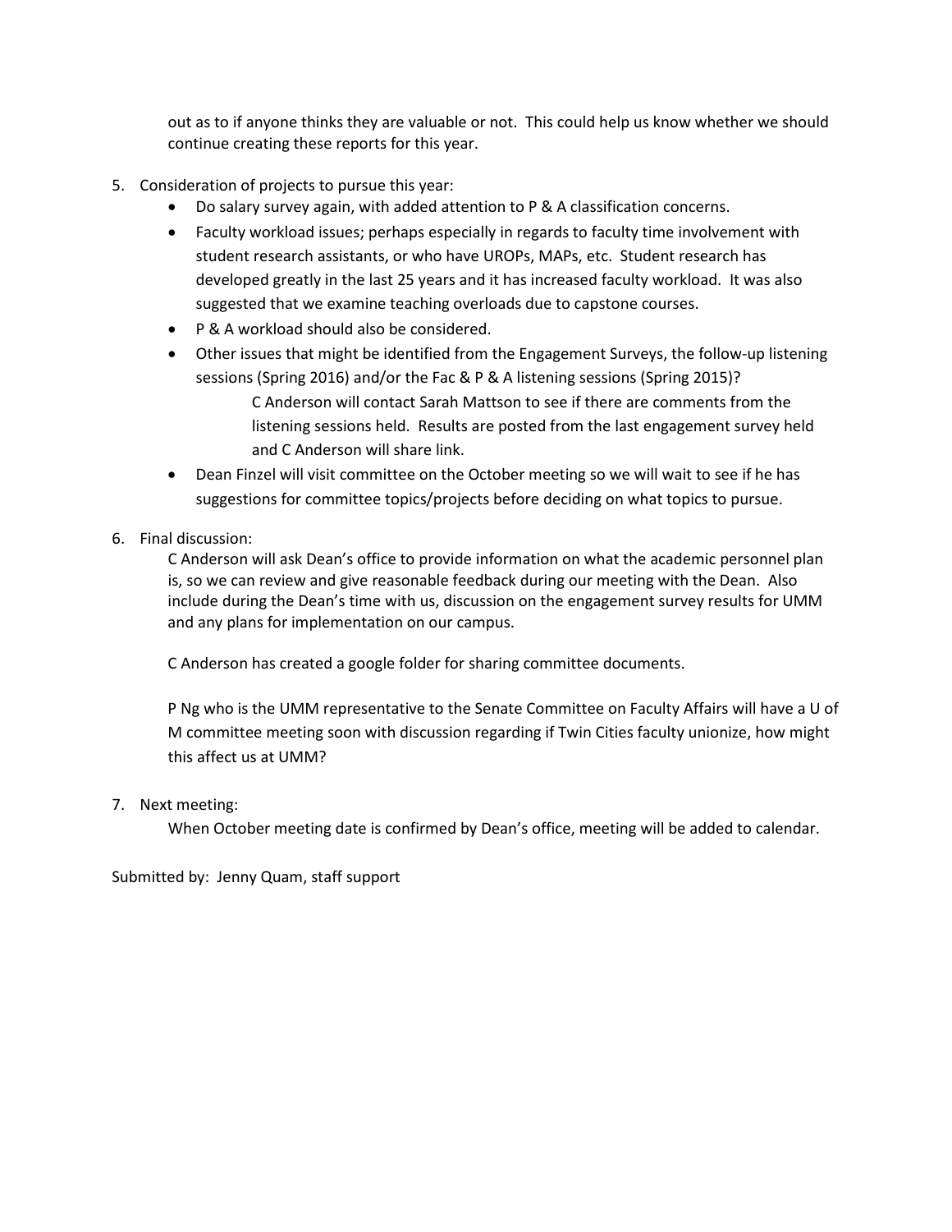out as to if anyone thinks they are valuable or not. This could help us know whether we should continue creating these reports for this year.

5. Consideration of projects to pursue this year:
    - Do salary survey again, with added attention to P & A classification concerns.
    - Faculty workload issues; perhaps especially in regards to faculty time involvement with student research assistants, or who have UROPs, MAPs, etc. Student research has developed greatly in the last 25 years and it has increased faculty workload. It was also suggested that we examine teaching overloads due to capstone courses.
    - P & A workload should also be considered.
    - Other issues that might be identified from the Engagement Surveys, the follow-up listening sessions (Spring 2016) and/or the Fac & P & A listening sessions (Spring 2015)?

        C Anderson will contact Sarah Mattson to see if there are comments from the listening sessions held. Results are posted from the last engagement survey held and C Anderson will share link.

    - Dean Finzel will visit committee on the October meeting so we will wait to see if he has suggestions for committee topics/projects before deciding on what topics to pursue.

6. Final discussion:

    C Anderson will ask Dean's office to provide information on what the academic personnel plan is, so we can review and give reasonable feedback during our meeting with the Dean. Also include during the Dean's time with us, discussion on the engagement survey results for UMM and any plans for implementation on our campus.

    C Anderson has created a google folder for sharing committee documents.

    P Ng who is the UMM representative to the Senate Committee on Faculty Affairs will have a U of M committee meeting soon with discussion regarding if Twin Cities faculty unionize, how might this affect us at UMM?

7. Next meeting:

    When October meeting date is confirmed by Dean's office, meeting will be added to calendar.

Submitted by: Jenny Quam, staff support